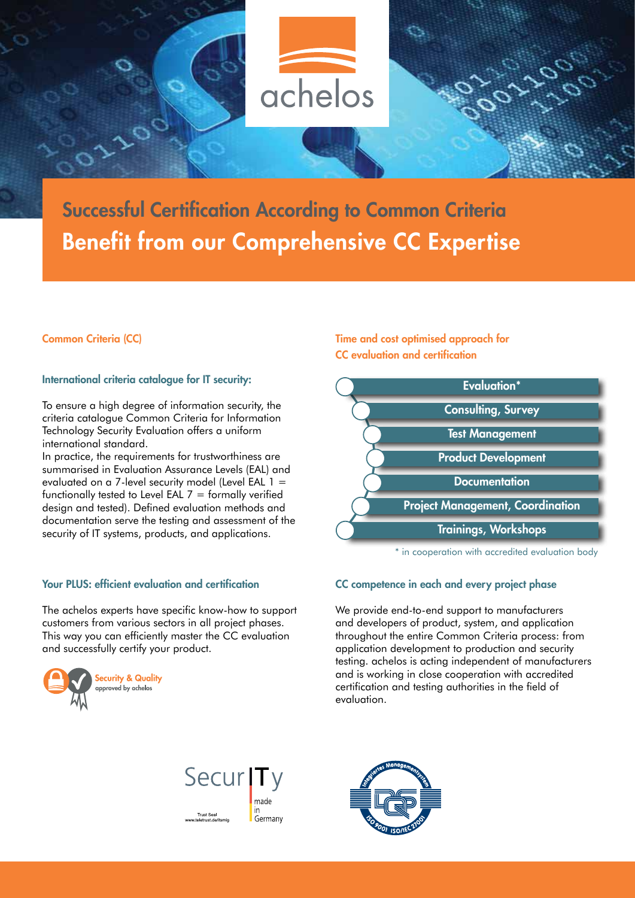achelos

# Successful Certification According to Common Criteria

# Benefit from our Comprehensive CC Expertise

## Common Criteria (CC)

### International criteria catalogue for IT security:

To ensure a high degree of information security, the criteria catalogue Common Criteria for Information Technology Security Evaluation offers a uniform international standard.
In practice, the requirements for trustworthiness are summarised in Evaluation Assurance Levels (EAL) and evaluated on a 7-level security model (Level EAL 1 = functionally tested to Level EAL 7 = formally verified design and tested). Defined evaluation methods and documentation serve the testing and assessment of the security of IT systems, products, and applications.

### Your PLUS: efficient evaluation and certification

The achelos experts have specific know-how to support customers from various sectors in all project phases. This way you can efficiently master the CC evaluation and successfully certify your product.

Security & Quality
approved by achelos

## Time and cost optimised approach for CC evaluation and certification

- Evaluation*
- Consulting, Survey
- Test Management
- Product Development
- Documentation
- Project Management, Coordination
- Trainings, Workshops

\* in cooperation with accredited evaluation body

### CC competence in each and every project phase

We provide end-to-end support to manufacturers and developers of product, system, and application throughout the entire Common Criteria process: from application development to production and security testing. achelos is acting independent of manufacturers and is working in close cooperation with accredited certification and testing authorities in the field of evaluation.

SecurITy made in Germany
Trust Seal
www.teletrust.de/itsmig

Integriertes Managementsystem
ISO 9001 ISO/IEC 27001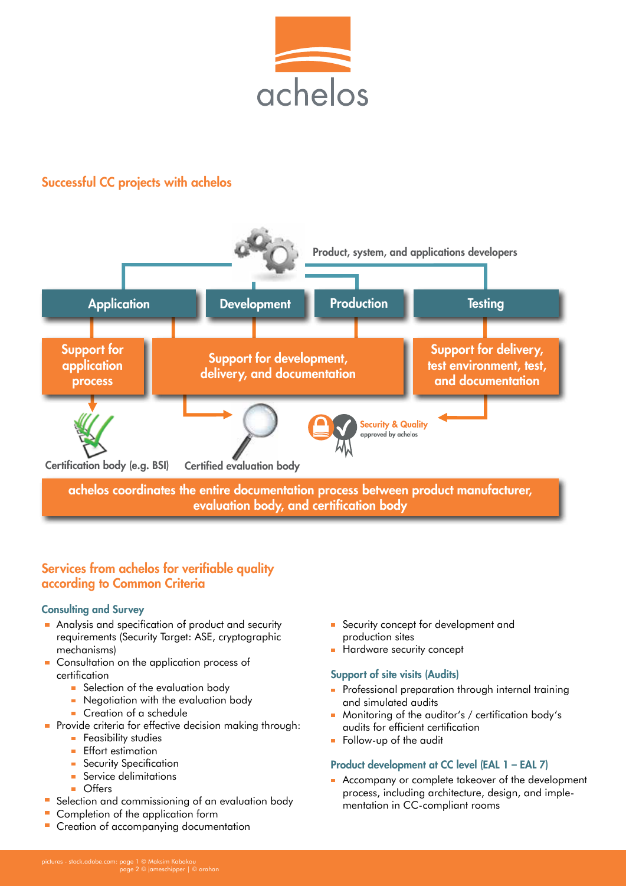achelos

## Successful CC projects with achelos

Product, system, and applications developers

| Application | Development | Production | Testing |
|---|---|---|---|
| Support for application process | Support for development, delivery, and documentation | | Support for delivery, test environment, test, and documentation |

Certification body (e.g. BSI)

Certified evaluation body

Security & Quality approved by achelos

**achelos coordinates the entire documentation process between product manufacturer, evaluation body, and certification body**

## Services from achelos for verifiable quality according to Common Criteria

### Consulting and Survey

- Analysis and specification of product and security requirements (Security Target: ASE, cryptographic mechanisms)
- Consultation on the application process of certification
  - Selection of the evaluation body
  - Negotiation with the evaluation body
  - Creation of a schedule
- Provide criteria for effective decision making through:
  - Feasibility studies
  - Effort estimation
  - Security Specification
  - Service delimitations
  - Offers
- Selection and commissioning of an evaluation body
- Completion of the application form
- Creation of accompanying documentation
- Security concept for development and production sites
- Hardware security concept

### Support of site visits (Audits)

- Professional preparation through internal training and simulated audits
- Monitoring of the auditor's / certification body's audits for efficient certification
- Follow-up of the audit

### Product development at CC level (EAL 1 – EAL 7)

- Accompany or complete takeover of the development process, including architecture, design, and implementation in CC-compliant rooms

pictures - stock.adobe.com: page 1 © Maksim Kabakou
page 2 © jameschipper | © arahan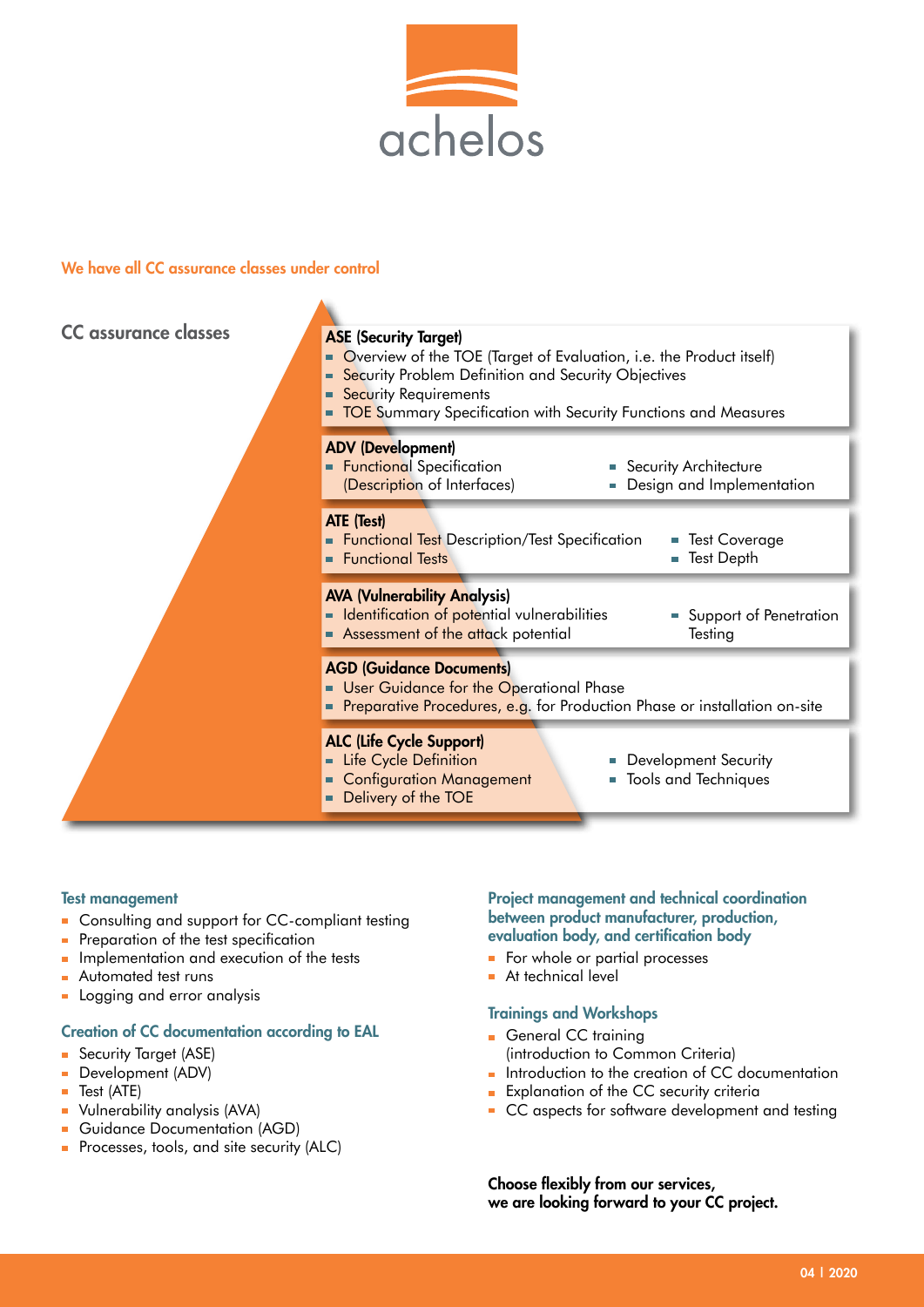achelos

## We have all CC assurance classes under control

### CC assurance classes

**ASE (Security Target)**
- Overview of the TOE (Target of Evaluation, i.e. the Product itself)
- Security Problem Definition and Security Objectives
- Security Requirements
- TOE Summary Specification with Security Functions and Measures

**ADV (Development)**
- Functional Specification (Description of Interfaces)
- Security Architecture
- Design and Implementation

**ATE (Test)**
- Functional Test Description/Test Specification
- Functional Tests
- Test Coverage
- Test Depth

**AVA (Vulnerability Analysis)**
- Identification of potential vulnerabilities
- Assessment of the attack potential
- Support of Penetration Testing

**AGD (Guidance Documents)**
- User Guidance for the Operational Phase
- Preparative Procedures, e.g. for Production Phase or installation on-site

**ALC (Life Cycle Support)**
- Life Cycle Definition
- Configuration Management
- Delivery of the TOE
- Development Security
- Tools and Techniques

### Test management
- Consulting and support for CC-compliant testing
- Preparation of the test specification
- Implementation and execution of the tests
- Automated test runs
- Logging and error analysis

### Creation of CC documentation according to EAL
- Security Target (ASE)
- Development (ADV)
- Test (ATE)
- Vulnerability analysis (AVA)
- Guidance Documentation (AGD)
- Processes, tools, and site security (ALC)

### Project management and technical coordination between product manufacturer, production, evaluation body, and certification body
- For whole or partial processes
- At technical level

### Trainings and Workshops
- General CC training (introduction to Common Criteria)
- Introduction to the creation of CC documentation
- Explanation of the CC security criteria
- CC aspects for software development and testing

**Choose flexibly from our services, we are looking forward to your CC project.**

04 | 2020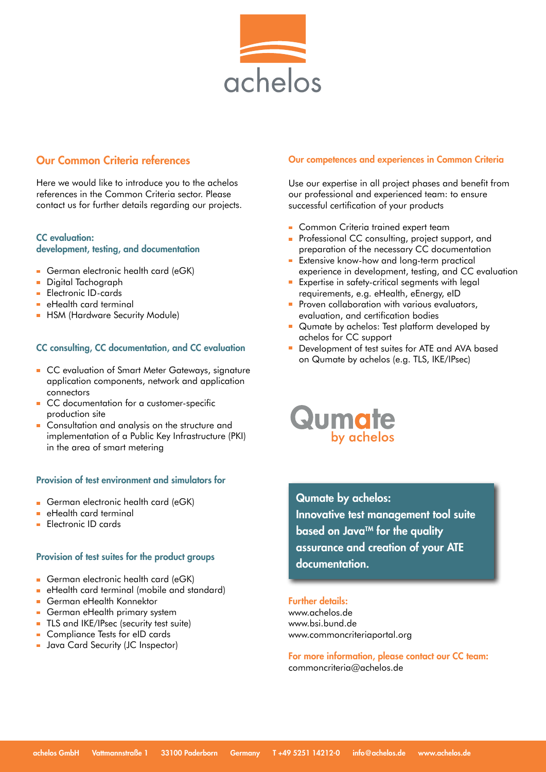achelos

## Our Common Criteria references

Here we would like to introduce you to the achelos references in the Common Criteria sector. Please contact us for further details regarding our projects.

### CC evaluation: development, testing, and documentation

- German electronic health card (eGK)
- Digital Tachograph
- Electronic ID-cards
- eHealth card terminal
- HSM (Hardware Security Module)

### CC consulting, CC documentation, and CC evaluation

- CC evaluation of Smart Meter Gateways, signature application components, network and application connectors
- CC documentation for a customer-specific production site
- Consultation and analysis on the structure and implementation of a Public Key Infrastructure (PKI) in the area of smart metering

### Provision of test environment and simulators for

- German electronic health card (eGK)
- eHealth card terminal
- Electronic ID cards

### Provision of test suites for the product groups

- German electronic health card (eGK)
- eHealth card terminal (mobile and standard)
- German eHealth Konnektor
- German eHealth primary system
- TLS and IKE/IPsec (security test suite)
- Compliance Tests for eID cards
- Java Card Security (JC Inspector)

## Our competences and experiences in Common Criteria

Use our expertise in all project phases and benefit from our professional and experienced team: to ensure successful certification of your products

- Common Criteria trained expert team
- Professional CC consulting, project support, and preparation of the necessary CC documentation
- Extensive know-how and long-term practical experience in development, testing, and CC evaluation
- Expertise in safety-critical segments with legal requirements, e.g. eHealth, eEnergy, eID
- Proven collaboration with various evaluators, evaluation, and certification bodies
- Qumate by achelos: Test platform developed by achelos for CC support
- Development of test suites for ATE and AVA based on Qumate by achelos (e.g. TLS, IKE/IPsec)

Qumate by achelos

**Qumate by achelos: Innovative test management tool suite based on Java™ for the quality assurance and creation of your ATE documentation.**

**Further details:**
www.achelos.de
www.bsi.bund.de
www.commoncriteriaportal.org

**For more information, please contact our CC team:**
commoncriteria@achelos.de

achelos GmbH Vattmannstraße 1 33100 Paderborn Germany T +49 5251 14212-0 info@achelos.de www.achelos.de